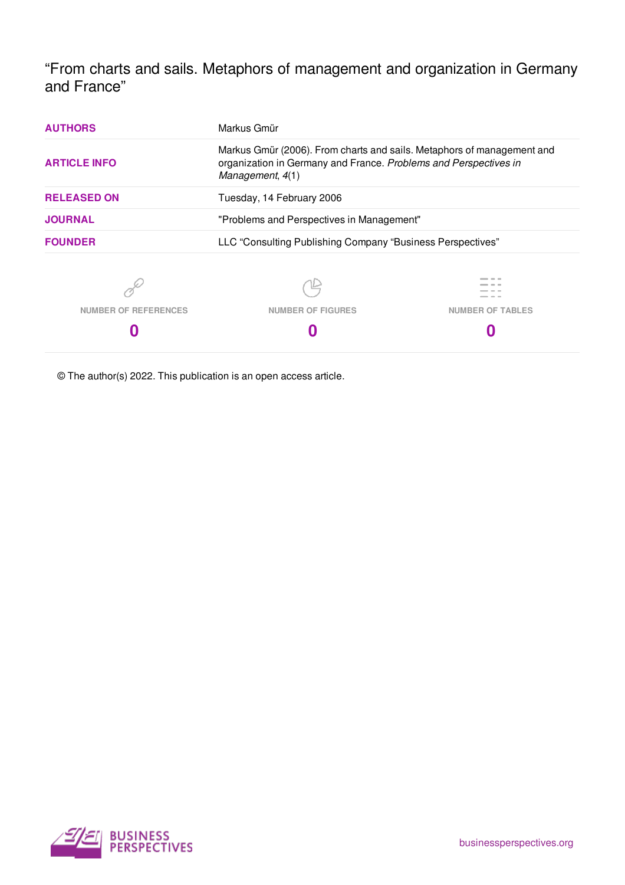"From charts and sails. Metaphors of management and organization in Germany and France"

| | |
|---|---|
| **AUTHORS** | Markus Gmür |
| **ARTICLE INFO** | Markus Gmür (2006). From charts and sails. Metaphors of management and organization in Germany and France. *Problems and Perspectives in Management*, *4*(1) |
| **RELEASED ON** | Tuesday, 14 February 2006 |
| **JOURNAL** | "Problems and Perspectives in Management" |
| **FOUNDER** | LLC "Consulting Publishing Company "Business Perspectives" |

| NUMBER OF REFERENCES | NUMBER OF FIGURES | NUMBER OF TABLES |
|---|---|---|
| **0** | **0** | **0** |

© The author(s) 2022. This publication is an open access article.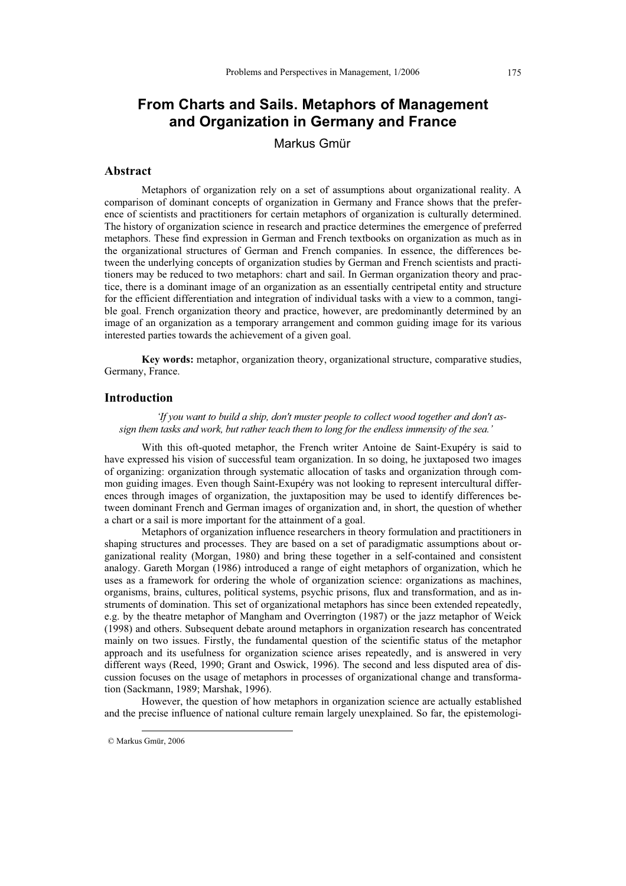# From Charts and Sails. Metaphors of Management and Organization in Germany and France

Markus Gmür

## Abstract

Metaphors of organization rely on a set of assumptions about organizational reality. A comparison of dominant concepts of organization in Germany and France shows that the preference of scientists and practitioners for certain metaphors of organization is culturally determined. The history of organization science in research and practice determines the emergence of preferred metaphors. These find expression in German and French textbooks on organization as much as in the organizational structures of German and French companies. In essence, the differences between the underlying concepts of organization studies by German and French scientists and practitioners may be reduced to two metaphors: chart and sail. In German organization theory and practice, there is a dominant image of an organization as an essentially centripetal entity and structure for the efficient differentiation and integration of individual tasks with a view to a common, tangible goal. French organization theory and practice, however, are predominantly determined by an image of an organization as a temporary arrangement and common guiding image for its various interested parties towards the achievement of a given goal.

**Key words:** metaphor, organization theory, organizational structure, comparative studies, Germany, France.

## Introduction

*'If you want to build a ship, don't muster people to collect wood together and don't assign them tasks and work, but rather teach them to long for the endless immensity of the sea.'*

With this oft-quoted metaphor, the French writer Antoine de Saint-Exupéry is said to have expressed his vision of successful team organization. In so doing, he juxtaposed two images of organizing: organization through systematic allocation of tasks and organization through common guiding images. Even though Saint-Exupéry was not looking to represent intercultural differences through images of organization, the juxtaposition may be used to identify differences between dominant French and German images of organization and, in short, the question of whether a chart or a sail is more important for the attainment of a goal.

Metaphors of organization influence researchers in theory formulation and practitioners in shaping structures and processes. They are based on a set of paradigmatic assumptions about organizational reality (Morgan, 1980) and bring these together in a self-contained and consistent analogy. Gareth Morgan (1986) introduced a range of eight metaphors of organization, which he uses as a framework for ordering the whole of organization science: organizations as machines, organisms, brains, cultures, political systems, psychic prisons, flux and transformation, and as instruments of domination. This set of organizational metaphors has since been extended repeatedly, e.g. by the theatre metaphor of Mangham and Overrington (1987) or the jazz metaphor of Weick (1998) and others. Subsequent debate around metaphors in organization research has concentrated mainly on two issues. Firstly, the fundamental question of the scientific status of the metaphor approach and its usefulness for organization science arises repeatedly, and is answered in very different ways (Reed, 1990; Grant and Oswick, 1996). The second and less disputed area of discussion focuses on the usage of metaphors in processes of organizational change and transformation (Sackmann, 1989; Marshak, 1996).

However, the question of how metaphors in organization science are actually established and the precise influence of national culture remain largely unexplained. So far, the epistemologi-

© Markus Gmür, 2006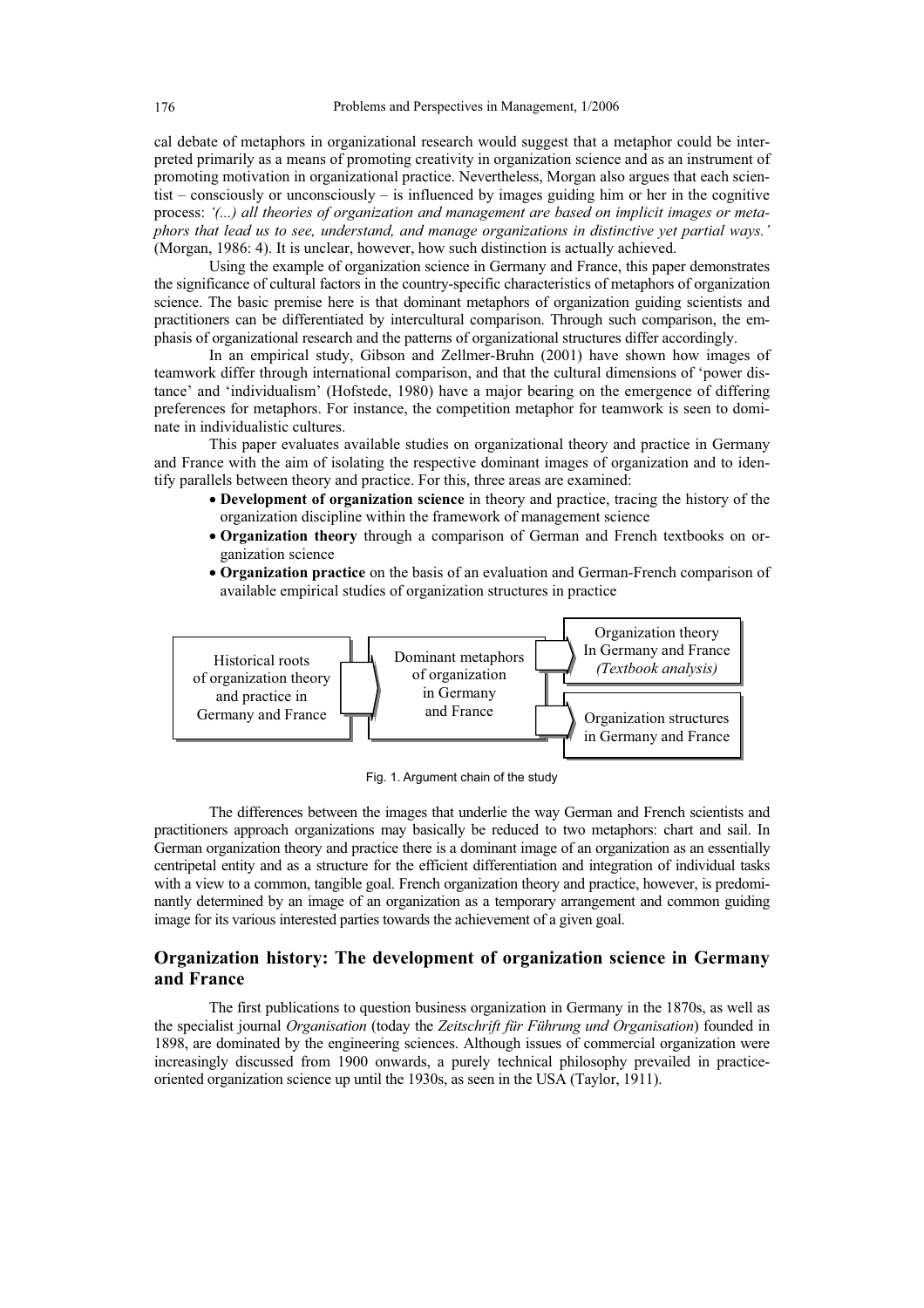cal debate of metaphors in organizational research would suggest that a metaphor could be interpreted primarily as a means of promoting creativity in organization science and as an instrument of promoting motivation in organizational practice. Nevertheless, Morgan also argues that each scientist – consciously or unconsciously – is influenced by images guiding him or her in the cognitive process: *'(...) all theories of organization and management are based on implicit images or metaphors that lead us to see, understand, and manage organizations in distinctive yet partial ways.'* (Morgan, 1986: 4). It is unclear, however, how such distinction is actually achieved.

Using the example of organization science in Germany and France, this paper demonstrates the significance of cultural factors in the country-specific characteristics of metaphors of organization science. The basic premise here is that dominant metaphors of organization guiding scientists and practitioners can be differentiated by intercultural comparison. Through such comparison, the emphasis of organizational research and the patterns of organizational structures differ accordingly.

In an empirical study, Gibson and Zellmer-Bruhn (2001) have shown how images of teamwork differ through international comparison, and that the cultural dimensions of 'power distance' and 'individualism' (Hofstede, 1980) have a major bearing on the emergence of differing preferences for metaphors. For instance, the competition metaphor for teamwork is seen to dominate in individualistic cultures.

This paper evaluates available studies on organizational theory and practice in Germany and France with the aim of isolating the respective dominant images of organization and to identify parallels between theory and practice. For this, three areas are examined:

- **Development of organization science** in theory and practice, tracing the history of the organization discipline within the framework of management science
- **Organization theory** through a comparison of German and French textbooks on organization science
- **Organization practice** on the basis of an evaluation and German-French comparison of available empirical studies of organization structures in practice

Historical roots of organization theory and practice in Germany and France → Dominant metaphors of organization in Germany and France → Organization theory In Germany and France *(Textbook analysis)* / Organization structures in Germany and France

Fig. 1. Argument chain of the study

The differences between the images that underlie the way German and French scientists and practitioners approach organizations may basically be reduced to two metaphors: chart and sail. In German organization theory and practice there is a dominant image of an organization as an essentially centripetal entity and as a structure for the efficient differentiation and integration of individual tasks with a view to a common, tangible goal. French organization theory and practice, however, is predominantly determined by an image of an organization as a temporary arrangement and common guiding image for its various interested parties towards the achievement of a given goal.

## Organization history: The development of organization science in Germany and France

The first publications to question business organization in Germany in the 1870s, as well as the specialist journal *Organisation* (today the *Zeitschrift für Führung und Organisation*) founded in 1898, are dominated by the engineering sciences. Although issues of commercial organization were increasingly discussed from 1900 onwards, a purely technical philosophy prevailed in practice-oriented organization science up until the 1930s, as seen in the USA (Taylor, 1911).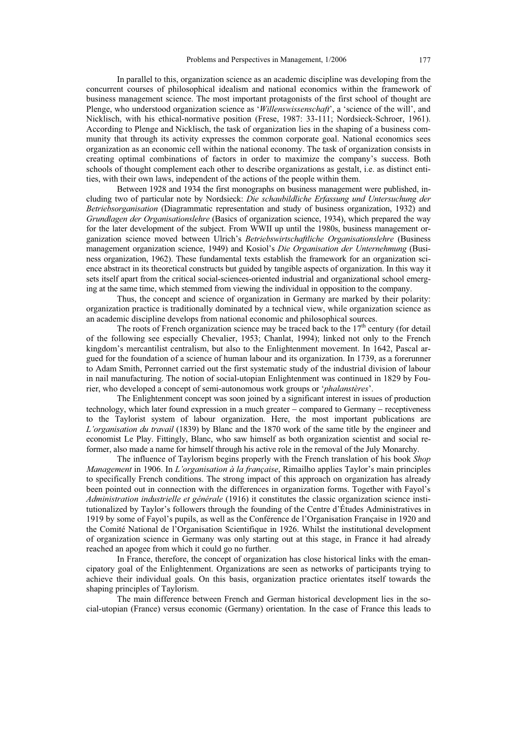In parallel to this, organization science as an academic discipline was developing from the concurrent courses of philosophical idealism and national economics within the framework of business management science. The most important protagonists of the first school of thought are Plenge, who understood organization science as '*Willenswissenschaft*', a 'science of the will', and Nicklisch, with his ethical-normative position (Frese, 1987: 33-111; Nordsieck-Schroer, 1961). According to Plenge and Nicklisch, the task of organization lies in the shaping of a business community that through its activity expresses the common corporate goal. National economics sees organization as an economic cell within the national economy. The task of organization consists in creating optimal combinations of factors in order to maximize the company's success. Both schools of thought complement each other to describe organizations as gestalt, i.e. as distinct entities, with their own laws, independent of the actions of the people within them.

Between 1928 and 1934 the first monographs on business management were published, including two of particular note by Nordsieck: *Die schaubildliche Erfassung und Untersuchung der Betriebsorganisation* (Diagrammatic representation and study of business organization, 1932) and *Grundlagen der Organisationslehre* (Basics of organization science, 1934), which prepared the way for the later development of the subject. From WWII up until the 1980s, business management organization science moved between Ulrich's *Betriebswirtschaftliche Organisationslehre* (Business management organization science, 1949) and Kosiol's *Die Organisation der Unternehmung* (Business organization, 1962). These fundamental texts establish the framework for an organization science abstract in its theoretical constructs but guided by tangible aspects of organization. In this way it sets itself apart from the critical social-sciences-oriented industrial and organizational school emerging at the same time, which stemmed from viewing the individual in opposition to the company.

Thus, the concept and science of organization in Germany are marked by their polarity: organization practice is traditionally dominated by a technical view, while organization science as an academic discipline develops from national economic and philosophical sources.

The roots of French organization science may be traced back to the 17th century (for detail of the following see especially Chevalier, 1953; Chanlat, 1994); linked not only to the French kingdom's mercantilist centralism, but also to the Enlightenment movement. In 1642, Pascal argued for the foundation of a science of human labour and its organization. In 1739, as a forerunner to Adam Smith, Perronnet carried out the first systematic study of the industrial division of labour in nail manufacturing. The notion of social-utopian Enlightenment was continued in 1829 by Fourier, who developed a concept of semi-autonomous work groups or '*phalanstères*'.

The Enlightenment concept was soon joined by a significant interest in issues of production technology, which later found expression in a much greater – compared to Germany – receptiveness to the Taylorist system of labour organization. Here, the most important publications are *L'organisation du travail* (1839) by Blanc and the 1870 work of the same title by the engineer and economist Le Play. Fittingly, Blanc, who saw himself as both organization scientist and social reformer, also made a name for himself through his active role in the removal of the July Monarchy.

The influence of Taylorism begins properly with the French translation of his book *Shop Management* in 1906. In *L'organisation à la française*, Rimailho applies Taylor's main principles to specifically French conditions. The strong impact of this approach on organization has already been pointed out in connection with the differences in organization forms. Together with Fayol's *Administration industrielle et générale* (1916) it constitutes the classic organization science institutionalized by Taylor's followers through the founding of the Centre d'Études Administratives in 1919 by some of Fayol's pupils, as well as the Conférence de l'Organisation Française in 1920 and the Comité National de l'Organisation Scientifique in 1926. Whilst the institutional development of organization science in Germany was only starting out at this stage, in France it had already reached an apogee from which it could go no further.

In France, therefore, the concept of organization has close historical links with the emancipatory goal of the Enlightenment. Organizations are seen as networks of participants trying to achieve their individual goals. On this basis, organization practice orientates itself towards the shaping principles of Taylorism.

The main difference between French and German historical development lies in the social-utopian (France) versus economic (Germany) orientation. In the case of France this leads to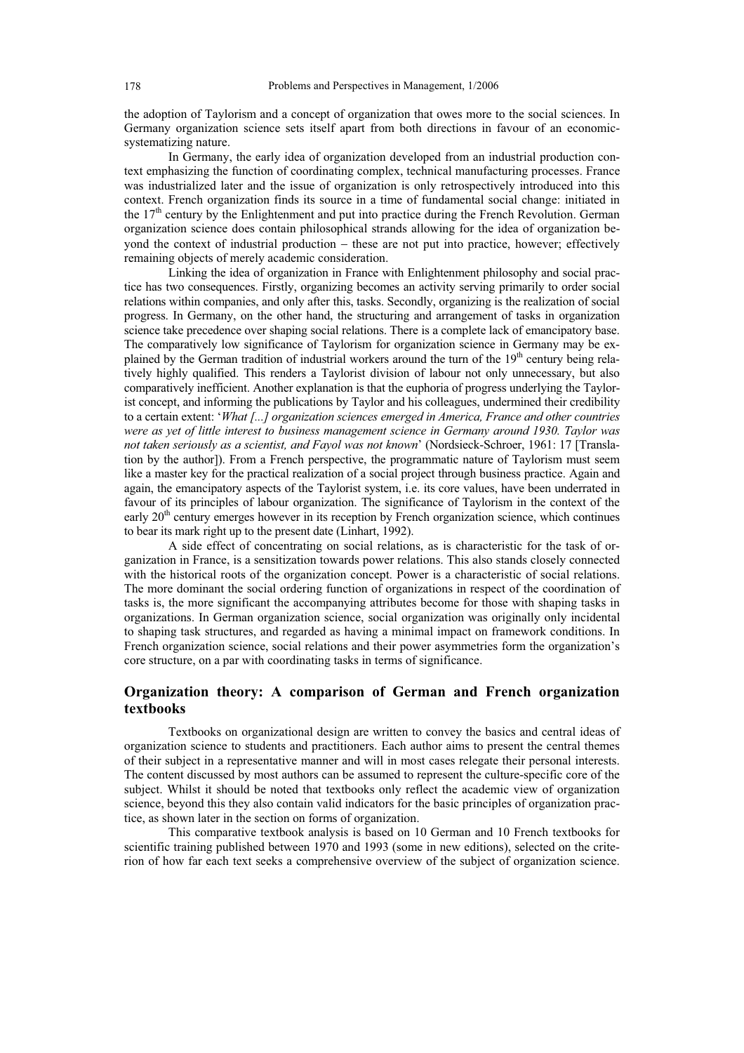the adoption of Taylorism and a concept of organization that owes more to the social sciences. In Germany organization science sets itself apart from both directions in favour of an economic-systematizing nature.

In Germany, the early idea of organization developed from an industrial production context emphasizing the function of coordinating complex, technical manufacturing processes. France was industrialized later and the issue of organization is only retrospectively introduced into this context. French organization finds its source in a time of fundamental social change: initiated in the 17th century by the Enlightenment and put into practice during the French Revolution. German organization science does contain philosophical strands allowing for the idea of organization beyond the context of industrial production – these are not put into practice, however; effectively remaining objects of merely academic consideration.

Linking the idea of organization in France with Enlightenment philosophy and social practice has two consequences. Firstly, organizing becomes an activity serving primarily to order social relations within companies, and only after this, tasks. Secondly, organizing is the realization of social progress. In Germany, on the other hand, the structuring and arrangement of tasks in organization science take precedence over shaping social relations. There is a complete lack of emancipatory base. The comparatively low significance of Taylorism for organization science in Germany may be explained by the German tradition of industrial workers around the turn of the 19th century being relatively highly qualified. This renders a Taylorist division of labour not only unnecessary, but also comparatively inefficient. Another explanation is that the euphoria of progress underlying the Taylorist concept, and informing the publications by Taylor and his colleagues, undermined their credibility to a certain extent: '*What [...] organization sciences emerged in America, France and other countries were as yet of little interest to business management science in Germany around 1930. Taylor was not taken seriously as a scientist, and Fayol was not known*' (Nordsieck-Schroer, 1961: 17 [Translation by the author]). From a French perspective, the programmatic nature of Taylorism must seem like a master key for the practical realization of a social project through business practice. Again and again, the emancipatory aspects of the Taylorist system, i.e. its core values, have been underrated in favour of its principles of labour organization. The significance of Taylorism in the context of the early 20th century emerges however in its reception by French organization science, which continues to bear its mark right up to the present date (Linhart, 1992).

A side effect of concentrating on social relations, as is characteristic for the task of organization in France, is a sensitization towards power relations. This also stands closely connected with the historical roots of the organization concept. Power is a characteristic of social relations. The more dominant the social ordering function of organizations in respect of the coordination of tasks is, the more significant the accompanying attributes become for those with shaping tasks in organizations. In German organization science, social organization was originally only incidental to shaping task structures, and regarded as having a minimal impact on framework conditions. In French organization science, social relations and their power asymmetries form the organization's core structure, on a par with coordinating tasks in terms of significance.

## Organization theory: A comparison of German and French organization textbooks

Textbooks on organizational design are written to convey the basics and central ideas of organization science to students and practitioners. Each author aims to present the central themes of their subject in a representative manner and will in most cases relegate their personal interests. The content discussed by most authors can be assumed to represent the culture-specific core of the subject. Whilst it should be noted that textbooks only reflect the academic view of organization science, beyond this they also contain valid indicators for the basic principles of organization practice, as shown later in the section on forms of organization.

This comparative textbook analysis is based on 10 German and 10 French textbooks for scientific training published between 1970 and 1993 (some in new editions), selected on the criterion of how far each text seeks a comprehensive overview of the subject of organization science.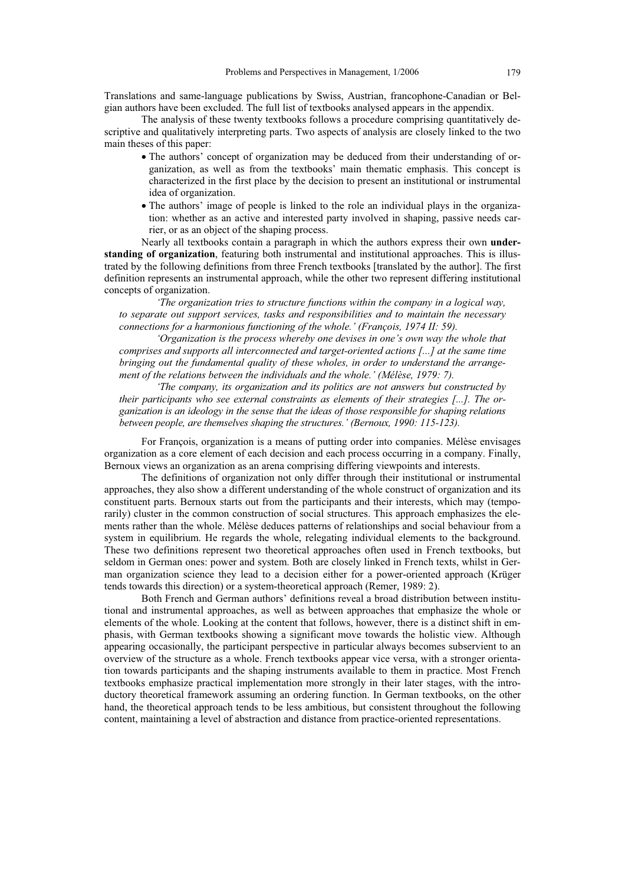Translations and same-language publications by Swiss, Austrian, francophone-Canadian or Belgian authors have been excluded. The full list of textbooks analysed appears in the appendix.

The analysis of these twenty textbooks follows a procedure comprising quantitatively descriptive and qualitatively interpreting parts. Two aspects of analysis are closely linked to the two main theses of this paper:

- The authors' concept of organization may be deduced from their understanding of organization, as well as from the textbooks' main thematic emphasis. This concept is characterized in the first place by the decision to present an institutional or instrumental idea of organization.
- The authors' image of people is linked to the role an individual plays in the organization: whether as an active and interested party involved in shaping, passive needs carrier, or as an object of the shaping process.

Nearly all textbooks contain a paragraph in which the authors express their own **understanding of organization**, featuring both instrumental and institutional approaches. This is illustrated by the following definitions from three French textbooks [translated by the author]. The first definition represents an instrumental approach, while the other two represent differing institutional concepts of organization.

*'The organization tries to structure functions within the company in a logical way, to separate out support services, tasks and responsibilities and to maintain the necessary connections for a harmonious functioning of the whole.' (François, 1974 II: 59).*

*'Organization is the process whereby one devises in one's own way the whole that comprises and supports all interconnected and target-oriented actions [...] at the same time bringing out the fundamental quality of these wholes, in order to understand the arrangement of the relations between the individuals and the whole.' (Mélèse, 1979: 7).*

*'The company, its organization and its politics are not answers but constructed by their participants who see external constraints as elements of their strategies [...]. The organization is an ideology in the sense that the ideas of those responsible for shaping relations between people, are themselves shaping the structures.' (Bernoux, 1990: 115-123).*

For François, organization is a means of putting order into companies. Mélèse envisages organization as a core element of each decision and each process occurring in a company. Finally, Bernoux views an organization as an arena comprising differing viewpoints and interests.

The definitions of organization not only differ through their institutional or instrumental approaches, they also show a different understanding of the whole construct of organization and its constituent parts. Bernoux starts out from the participants and their interests, which may (temporarily) cluster in the common construction of social structures. This approach emphasizes the elements rather than the whole. Mélèse deduces patterns of relationships and social behaviour from a system in equilibrium. He regards the whole, relegating individual elements to the background. These two definitions represent two theoretical approaches often used in French textbooks, but seldom in German ones: power and system. Both are closely linked in French texts, whilst in German organization science they lead to a decision either for a power-oriented approach (Krüger tends towards this direction) or a system-theoretical approach (Remer, 1989: 2).

Both French and German authors' definitions reveal a broad distribution between institutional and instrumental approaches, as well as between approaches that emphasize the whole or elements of the whole. Looking at the content that follows, however, there is a distinct shift in emphasis, with German textbooks showing a significant move towards the holistic view. Although appearing occasionally, the participant perspective in particular always becomes subservient to an overview of the structure as a whole. French textbooks appear vice versa, with a stronger orientation towards participants and the shaping instruments available to them in practice. Most French textbooks emphasize practical implementation more strongly in their later stages, with the introductory theoretical framework assuming an ordering function. In German textbooks, on the other hand, the theoretical approach tends to be less ambitious, but consistent throughout the following content, maintaining a level of abstraction and distance from practice-oriented representations.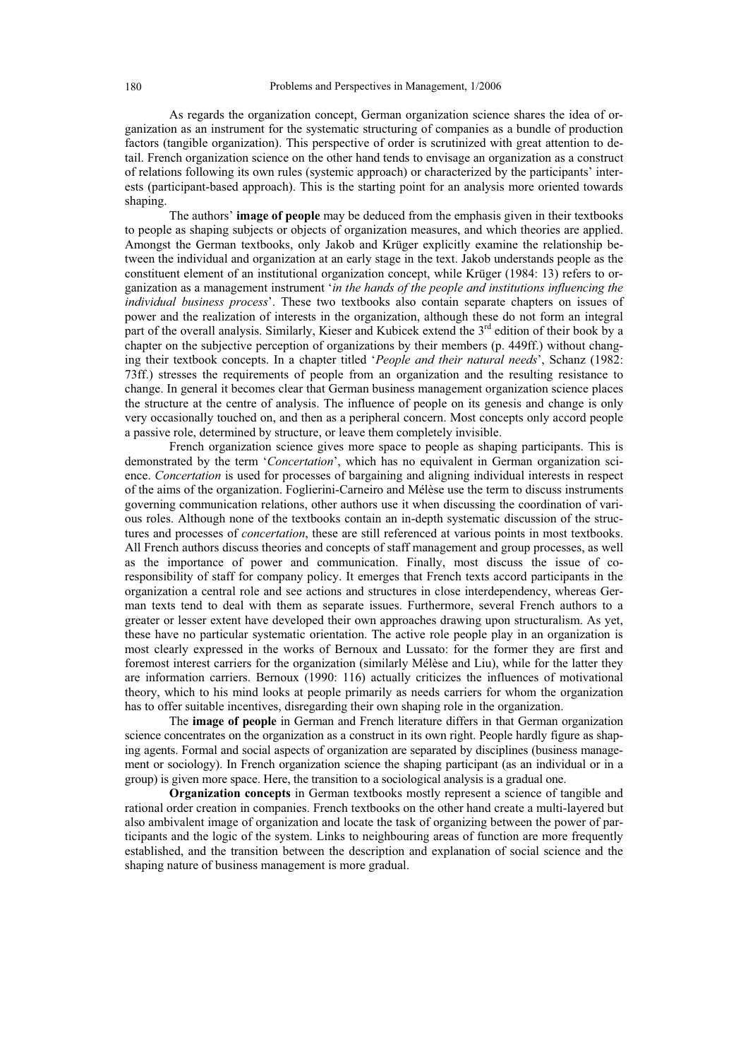As regards the organization concept, German organization science shares the idea of organization as an instrument for the systematic structuring of companies as a bundle of production factors (tangible organization). This perspective of order is scrutinized with great attention to detail. French organization science on the other hand tends to envisage an organization as a construct of relations following its own rules (systemic approach) or characterized by the participants' interests (participant-based approach). This is the starting point for an analysis more oriented towards shaping.

The authors' **image of people** may be deduced from the emphasis given in their textbooks to people as shaping subjects or objects of organization measures, and which theories are applied. Amongst the German textbooks, only Jakob and Krüger explicitly examine the relationship between the individual and organization at an early stage in the text. Jakob understands people as the constituent element of an institutional organization concept, while Krüger (1984: 13) refers to organization as a management instrument '*in the hands of the people and institutions influencing the individual business process*'. These two textbooks also contain separate chapters on issues of power and the realization of interests in the organization, although these do not form an integral part of the overall analysis. Similarly, Kieser and Kubicek extend the 3rd edition of their book by a chapter on the subjective perception of organizations by their members (p. 449ff.) without changing their textbook concepts. In a chapter titled '*People and their natural needs*', Schanz (1982: 73ff.) stresses the requirements of people from an organization and the resulting resistance to change. In general it becomes clear that German business management organization science places the structure at the centre of analysis. The influence of people on its genesis and change is only very occasionally touched on, and then as a peripheral concern. Most concepts only accord people a passive role, determined by structure, or leave them completely invisible.

French organization science gives more space to people as shaping participants. This is demonstrated by the term '*Concertation*', which has no equivalent in German organization science. *Concertation* is used for processes of bargaining and aligning individual interests in respect of the aims of the organization. Foglierini-Carneiro and Mélèse use the term to discuss instruments governing communication relations, other authors use it when discussing the coordination of various roles. Although none of the textbooks contain an in-depth systematic discussion of the structures and processes of *concertation*, these are still referenced at various points in most textbooks. All French authors discuss theories and concepts of staff management and group processes, as well as the importance of power and communication. Finally, most discuss the issue of co-responsibility of staff for company policy. It emerges that French texts accord participants in the organization a central role and see actions and structures in close interdependency, whereas German texts tend to deal with them as separate issues. Furthermore, several French authors to a greater or lesser extent have developed their own approaches drawing upon structuralism. As yet, these have no particular systematic orientation. The active role people play in an organization is most clearly expressed in the works of Bernoux and Lussato: for the former they are first and foremost interest carriers for the organization (similarly Mélèse and Liu), while for the latter they are information carriers. Bernoux (1990: 116) actually criticizes the influences of motivational theory, which to his mind looks at people primarily as needs carriers for whom the organization has to offer suitable incentives, disregarding their own shaping role in the organization.

The **image of people** in German and French literature differs in that German organization science concentrates on the organization as a construct in its own right. People hardly figure as shaping agents. Formal and social aspects of organization are separated by disciplines (business management or sociology). In French organization science the shaping participant (as an individual or in a group) is given more space. Here, the transition to a sociological analysis is a gradual one.

**Organization concepts** in German textbooks mostly represent a science of tangible and rational order creation in companies. French textbooks on the other hand create a multi-layered but also ambivalent image of organization and locate the task of organizing between the power of participants and the logic of the system. Links to neighbouring areas of function are more frequently established, and the transition between the description and explanation of social science and the shaping nature of business management is more gradual.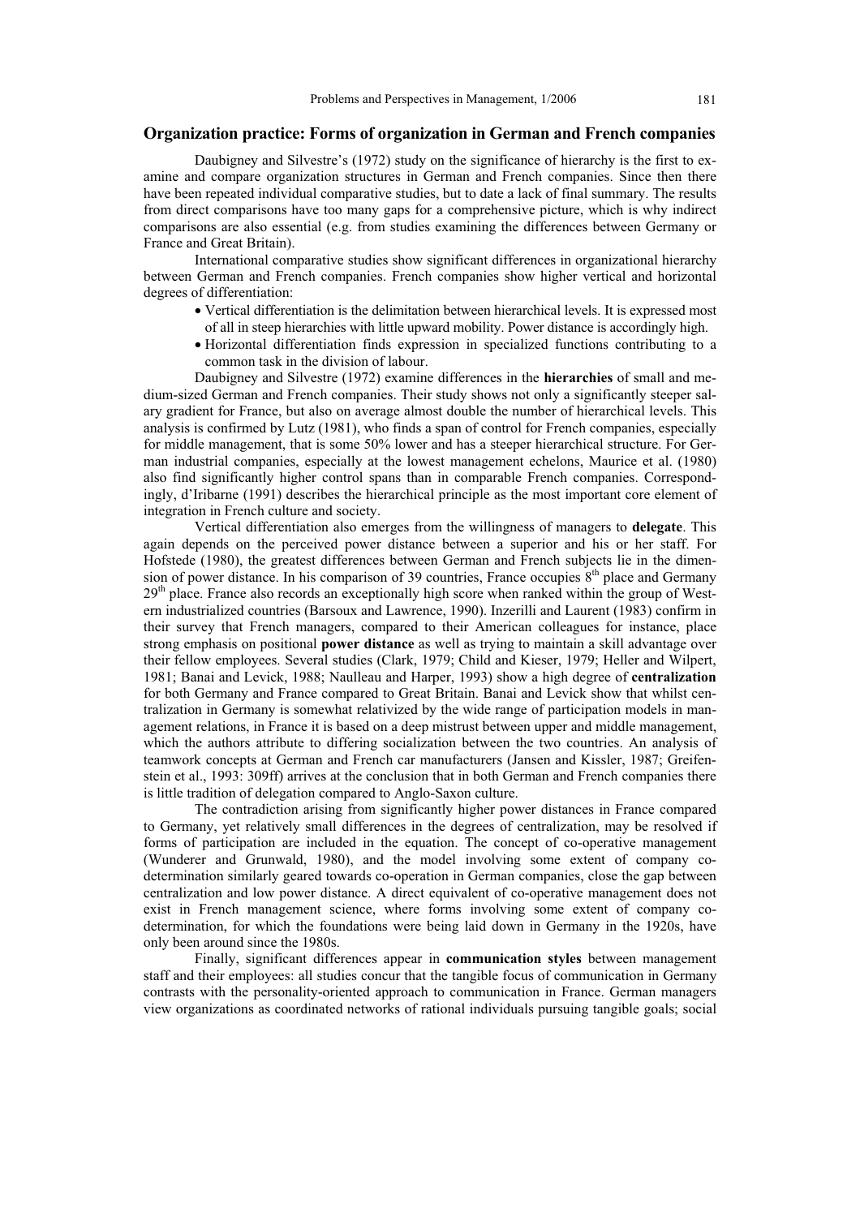## Organization practice: Forms of organization in German and French companies

Daubigney and Silvestre's (1972) study on the significance of hierarchy is the first to examine and compare organization structures in German and French companies. Since then there have been repeated individual comparative studies, but to date a lack of final summary. The results from direct comparisons have too many gaps for a comprehensive picture, which is why indirect comparisons are also essential (e.g. from studies examining the differences between Germany or France and Great Britain).

International comparative studies show significant differences in organizational hierarchy between German and French companies. French companies show higher vertical and horizontal degrees of differentiation:

- Vertical differentiation is the delimitation between hierarchical levels. It is expressed most of all in steep hierarchies with little upward mobility. Power distance is accordingly high.
- Horizontal differentiation finds expression in specialized functions contributing to a common task in the division of labour.

Daubigney and Silvestre (1972) examine differences in the **hierarchies** of small and medium-sized German and French companies. Their study shows not only a significantly steeper salary gradient for France, but also on average almost double the number of hierarchical levels. This analysis is confirmed by Lutz (1981), who finds a span of control for French companies, especially for middle management, that is some 50% lower and has a steeper hierarchical structure. For German industrial companies, especially at the lowest management echelons, Maurice et al. (1980) also find significantly higher control spans than in comparable French companies. Correspondingly, d'Iribarne (1991) describes the hierarchical principle as the most important core element of integration in French culture and society.

Vertical differentiation also emerges from the willingness of managers to **delegate**. This again depends on the perceived power distance between a superior and his or her staff. For Hofstede (1980), the greatest differences between German and French subjects lie in the dimension of power distance. In his comparison of 39 countries, France occupies 8th place and Germany 29th place. France also records an exceptionally high score when ranked within the group of Western industrialized countries (Barsoux and Lawrence, 1990). Inzerilli and Laurent (1983) confirm in their survey that French managers, compared to their American colleagues for instance, place strong emphasis on positional **power distance** as well as trying to maintain a skill advantage over their fellow employees. Several studies (Clark, 1979; Child and Kieser, 1979; Heller and Wilpert, 1981; Banai and Levick, 1988; Naulleau and Harper, 1993) show a high degree of **centralization** for both Germany and France compared to Great Britain. Banai and Levick show that whilst centralization in Germany is somewhat relativized by the wide range of participation models in management relations, in France it is based on a deep mistrust between upper and middle management, which the authors attribute to differing socialization between the two countries. An analysis of teamwork concepts at German and French car manufacturers (Jansen and Kissler, 1987; Greifenstein et al., 1993: 309ff) arrives at the conclusion that in both German and French companies there is little tradition of delegation compared to Anglo-Saxon culture.

The contradiction arising from significantly higher power distances in France compared to Germany, yet relatively small differences in the degrees of centralization, may be resolved if forms of participation are included in the equation. The concept of co-operative management (Wunderer and Grunwald, 1980), and the model involving some extent of company co-determination similarly geared towards co-operation in German companies, close the gap between centralization and low power distance. A direct equivalent of co-operative management does not exist in French management science, where forms involving some extent of company co-determination, for which the foundations were being laid down in Germany in the 1920s, have only been around since the 1980s.

Finally, significant differences appear in **communication styles** between management staff and their employees: all studies concur that the tangible focus of communication in Germany contrasts with the personality-oriented approach to communication in France. German managers view organizations as coordinated networks of rational individuals pursuing tangible goals; social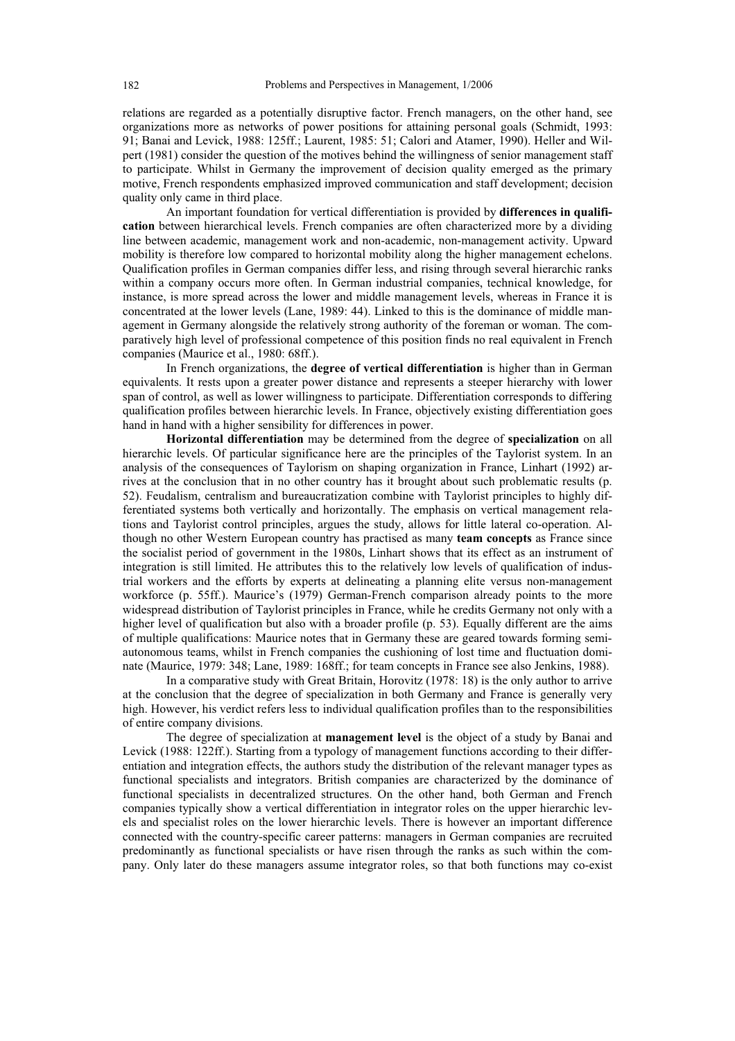relations are regarded as a potentially disruptive factor. French managers, on the other hand, see organizations more as networks of power positions for attaining personal goals (Schmidt, 1993: 91; Banai and Levick, 1988: 125ff.; Laurent, 1985: 51; Calori and Atamer, 1990). Heller and Wilpert (1981) consider the question of the motives behind the willingness of senior management staff to participate. Whilst in Germany the improvement of decision quality emerged as the primary motive, French respondents emphasized improved communication and staff development; decision quality only came in third place.

An important foundation for vertical differentiation is provided by **differences in qualification** between hierarchical levels. French companies are often characterized more by a dividing line between academic, management work and non-academic, non-management activity. Upward mobility is therefore low compared to horizontal mobility along the higher management echelons. Qualification profiles in German companies differ less, and rising through several hierarchic ranks within a company occurs more often. In German industrial companies, technical knowledge, for instance, is more spread across the lower and middle management levels, whereas in France it is concentrated at the lower levels (Lane, 1989: 44). Linked to this is the dominance of middle management in Germany alongside the relatively strong authority of the foreman or woman. The comparatively high level of professional competence of this position finds no real equivalent in French companies (Maurice et al., 1980: 68ff.).

In French organizations, the **degree of vertical differentiation** is higher than in German equivalents. It rests upon a greater power distance and represents a steeper hierarchy with lower span of control, as well as lower willingness to participate. Differentiation corresponds to differing qualification profiles between hierarchic levels. In France, objectively existing differentiation goes hand in hand with a higher sensibility for differences in power.

**Horizontal differentiation** may be determined from the degree of **specialization** on all hierarchic levels. Of particular significance here are the principles of the Taylorist system. In an analysis of the consequences of Taylorism on shaping organization in France, Linhart (1992) arrives at the conclusion that in no other country has it brought about such problematic results (p. 52). Feudalism, centralism and bureaucratization combine with Taylorist principles to highly differentiated systems both vertically and horizontally. The emphasis on vertical management relations and Taylorist control principles, argues the study, allows for little lateral co-operation. Although no other Western European country has practised as many **team concepts** as France since the socialist period of government in the 1980s, Linhart shows that its effect as an instrument of integration is still limited. He attributes this to the relatively low levels of qualification of industrial workers and the efforts by experts at delineating a planning elite versus non-management workforce (p. 55ff.). Maurice's (1979) German-French comparison already points to the more widespread distribution of Taylorist principles in France, while he credits Germany not only with a higher level of qualification but also with a broader profile (p. 53). Equally different are the aims of multiple qualifications: Maurice notes that in Germany these are geared towards forming semi-autonomous teams, whilst in French companies the cushioning of lost time and fluctuation dominate (Maurice, 1979: 348; Lane, 1989: 168ff.; for team concepts in France see also Jenkins, 1988).

In a comparative study with Great Britain, Horovitz (1978: 18) is the only author to arrive at the conclusion that the degree of specialization in both Germany and France is generally very high. However, his verdict refers less to individual qualification profiles than to the responsibilities of entire company divisions.

The degree of specialization at **management level** is the object of a study by Banai and Levick (1988: 122ff.). Starting from a typology of management functions according to their differentiation and integration effects, the authors study the distribution of the relevant manager types as functional specialists and integrators. British companies are characterized by the dominance of functional specialists in decentralized structures. On the other hand, both German and French companies typically show a vertical differentiation in integrator roles on the upper hierarchic levels and specialist roles on the lower hierarchic levels. There is however an important difference connected with the country-specific career patterns: managers in German companies are recruited predominantly as functional specialists or have risen through the ranks as such within the company. Only later do these managers assume integrator roles, so that both functions may co-exist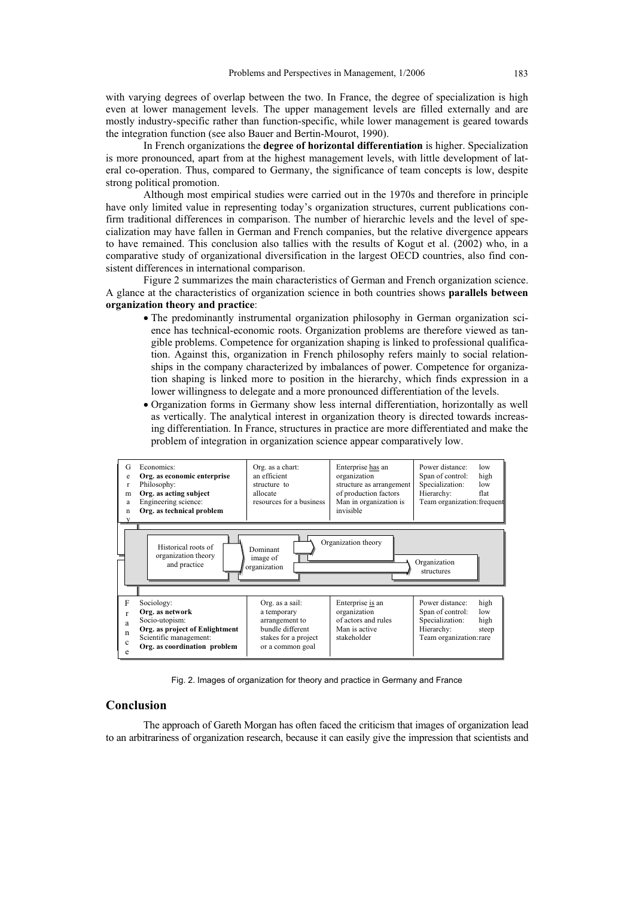with varying degrees of overlap between the two. In France, the degree of specialization is high even at lower management levels. The upper management levels are filled externally and are mostly industry-specific rather than function-specific, while lower management is geared towards the integration function (see also Bauer and Bertin-Mourot, 1990).

In French organizations the **degree of horizontal differentiation** is higher. Specialization is more pronounced, apart from at the highest management levels, with little development of lateral co-operation. Thus, compared to Germany, the significance of team concepts is low, despite strong political promotion.

Although most empirical studies were carried out in the 1970s and therefore in principle have only limited value in representing today's organization structures, current publications confirm traditional differences in comparison. The number of hierarchic levels and the level of specialization may have fallen in German and French companies, but the relative divergence appears to have remained. This conclusion also tallies with the results of Kogut et al. (2002) who, in a comparative study of organizational diversification in the largest OECD countries, also find consistent differences in international comparison.

Figure 2 summarizes the main characteristics of German and French organization science. A glance at the characteristics of organization science in both countries shows **parallels between organization theory and practice**:

- The predominantly instrumental organization philosophy in German organization science has technical-economic roots. Organization problems are therefore viewed as tangible problems. Competence for organization shaping is linked to professional qualification. Against this, organization in French philosophy refers mainly to social relationships in the company characterized by imbalances of power. Competence for organization shaping is linked more to position in the hierarchy, which finds expression in a lower willingness to delegate and a more pronounced differentiation of the levels.
- Organization forms in Germany show less internal differentiation, horizontally as well as vertically. The analytical interest in organization theory is directed towards increasing differentiation. In France, structures in practice are more differentiated and make the problem of integration in organization science appear comparatively low.

| | Historical roots of organization theory and practice | Dominant image of organization | Organization theory | Organization structures |
|---|---|---|---|---|
| Germany | Economics: **Org. as economic enterprise**; Philosophy: **Org. as acting subject**; Engineering science: **Org. as technical problem** | Org. as a chart: an efficient structure to allocate resources for a business | Enterprise has an organization structure as arrangement of production factors. Man in organization is invisible | Power distance: low; Span of control: high; Specialization: low; Hierarchy: flat; Team organization: frequent |
| France | Sociology: **Org. as network**; Socio-utopism: **Org. as project of Enlightment**; Scientific management: **Org. as coordination problem** | Org. as a sail: a temporary arrangement to bundle different stakes for a project or a common goal | Enterprise is an organization of actors and rules. Man is active stakeholder | Power distance: high; Span of control: low; Specialization: high; Hierarchy: steep; Team organization: rare |

Fig. 2. Images of organization for theory and practice in Germany and France

## Conclusion

The approach of Gareth Morgan has often faced the criticism that images of organization lead to an arbitrariness of organization research, because it can easily give the impression that scientists and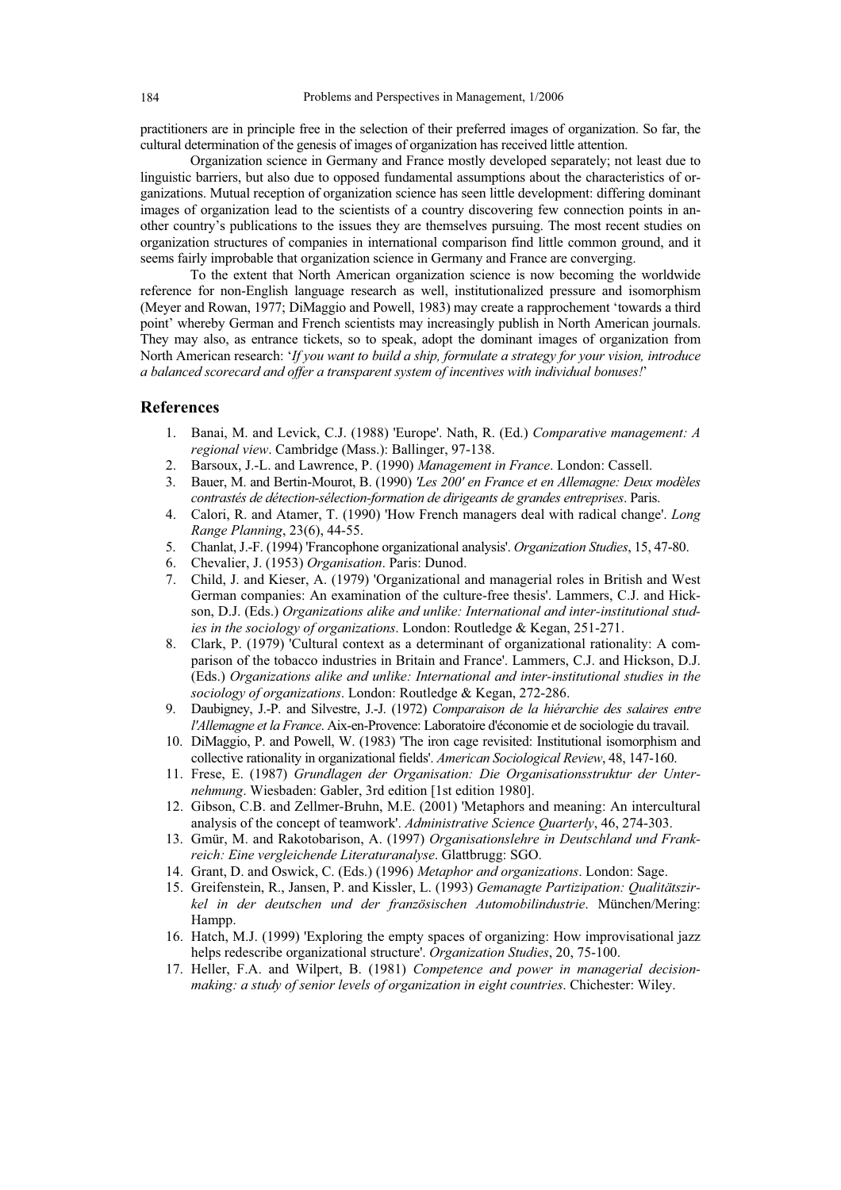practitioners are in principle free in the selection of their preferred images of organization. So far, the cultural determination of the genesis of images of organization has received little attention.

Organization science in Germany and France mostly developed separately; not least due to linguistic barriers, but also due to opposed fundamental assumptions about the characteristics of organizations. Mutual reception of organization science has seen little development: differing dominant images of organization lead to the scientists of a country discovering few connection points in another country's publications to the issues they are themselves pursuing. The most recent studies on organization structures of companies in international comparison find little common ground, and it seems fairly improbable that organization science in Germany and France are converging.

To the extent that North American organization science is now becoming the worldwide reference for non-English language research as well, institutionalized pressure and isomorphism (Meyer and Rowan, 1977; DiMaggio and Powell, 1983) may create a rapprochement 'towards a third point' whereby German and French scientists may increasingly publish in North American journals. They may also, as entrance tickets, so to speak, adopt the dominant images of organization from North American research: '*If you want to build a ship, formulate a strategy for your vision, introduce a balanced scorecard and offer a transparent system of incentives with individual bonuses!*'

## References

1. Banai, M. and Levick, C.J. (1988) 'Europe'. Nath, R. (Ed.) *Comparative management: A regional view*. Cambridge (Mass.): Ballinger, 97-138.
2. Barsoux, J.-L. and Lawrence, P. (1990) *Management in France*. London: Cassell.
3. Bauer, M. and Bertin-Mourot, B. (1990) *'Les 200' en France et en Allemagne: Deux modèles contrastés de détection-sélection-formation de dirigeants de grandes entreprises*. Paris.
4. Calori, R. and Atamer, T. (1990) 'How French managers deal with radical change'. *Long Range Planning*, 23(6), 44-55.
5. Chanlat, J.-F. (1994) 'Francophone organizational analysis'. *Organization Studies*, 15, 47-80.
6. Chevalier, J. (1953) *Organisation*. Paris: Dunod.
7. Child, J. and Kieser, A. (1979) 'Organizational and managerial roles in British and West German companies: An examination of the culture-free thesis'. Lammers, C.J. and Hickson, D.J. (Eds.) *Organizations alike and unlike: International and inter-institutional studies in the sociology of organizations*. London: Routledge & Kegan, 251-271.
8. Clark, P. (1979) 'Cultural context as a determinant of organizational rationality: A comparison of the tobacco industries in Britain and France'. Lammers, C.J. and Hickson, D.J. (Eds.) *Organizations alike and unlike: International and inter-institutional studies in the sociology of organizations*. London: Routledge & Kegan, 272-286.
9. Daubigney, J.-P. and Silvestre, J.-J. (1972) *Comparaison de la hiérarchie des salaires entre l'Allemagne et la France*. Aix-en-Provence: Laboratoire d'économie et de sociologie du travail.
10. DiMaggio, P. and Powell, W. (1983) 'The iron cage revisited: Institutional isomorphism and collective rationality in organizational fields'. *American Sociological Review*, 48, 147-160.
11. Frese, E. (1987) *Grundlagen der Organisation: Die Organisationsstruktur der Unternehmung*. Wiesbaden: Gabler, 3rd edition [1st edition 1980].
12. Gibson, C.B. and Zellmer-Bruhn, M.E. (2001) 'Metaphors and meaning: An intercultural analysis of the concept of teamwork'. *Administrative Science Quarterly*, 46, 274-303.
13. Gmür, M. and Rakotobarison, A. (1997) *Organisationslehre in Deutschland und Frankreich: Eine vergleichende Literaturanalyse*. Glattbrugg: SGO.
14. Grant, D. and Oswick, C. (Eds.) (1996) *Metaphor and organizations*. London: Sage.
15. Greifenstein, R., Jansen, P. and Kissler, L. (1993) *Gemanagte Partizipation: Qualitätszirkel in der deutschen und der französischen Automobilindustrie*. München/Mering: Hampp.
16. Hatch, M.J. (1999) 'Exploring the empty spaces of organizing: How improvisational jazz helps redescribe organizational structure'. *Organization Studies*, 20, 75-100.
17. Heller, F.A. and Wilpert, B. (1981) *Competence and power in managerial decision-making: a study of senior levels of organization in eight countries*. Chichester: Wiley.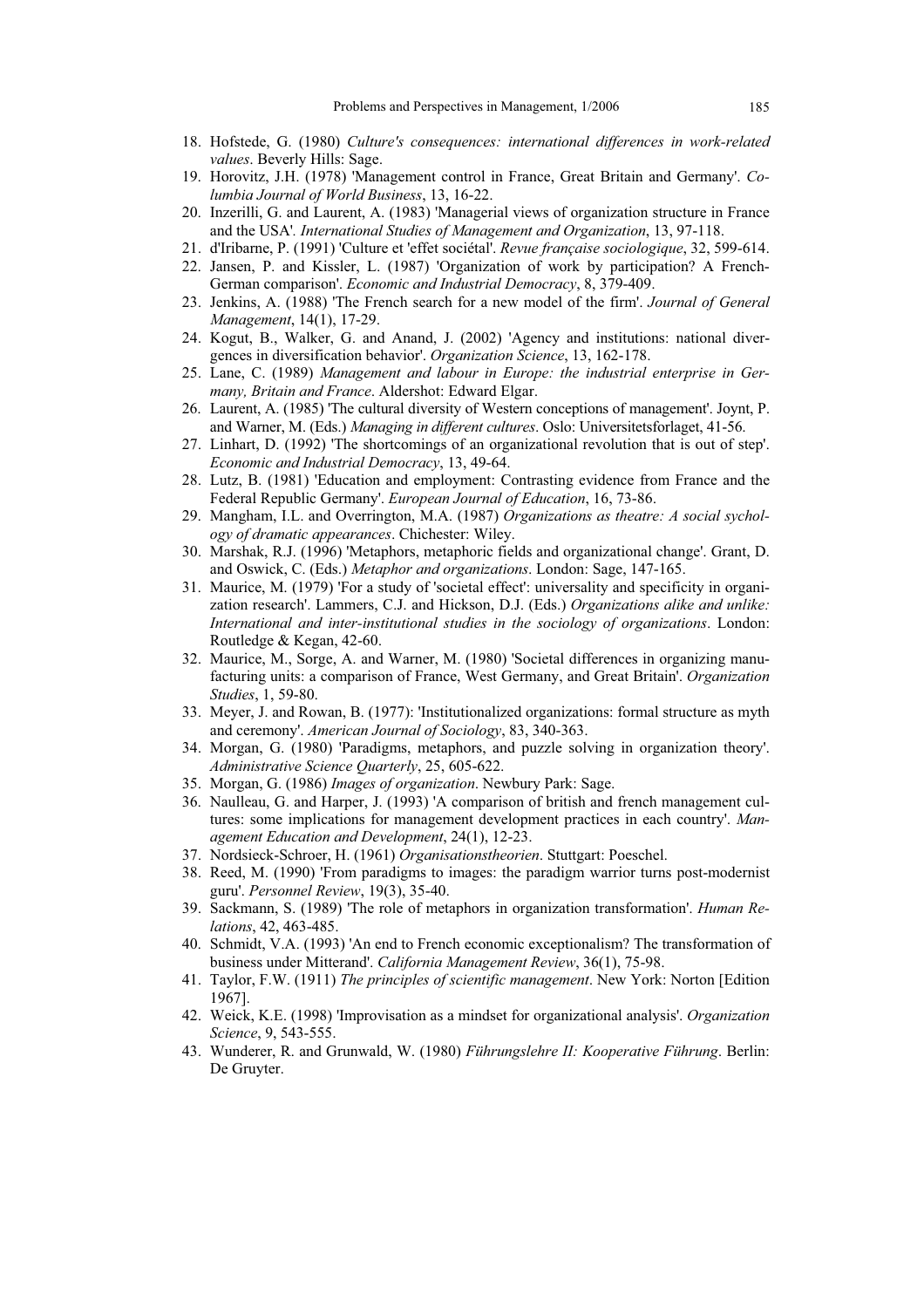18. Hofstede, G. (1980) *Culture's consequences: international differences in work-related values*. Beverly Hills: Sage.
19. Horovitz, J.H. (1978) 'Management control in France, Great Britain and Germany'. *Columbia Journal of World Business*, 13, 16-22.
20. Inzerilli, G. and Laurent, A. (1983) 'Managerial views of organization structure in France and the USA'. *International Studies of Management and Organization*, 13, 97-118.
21. d'Iribarne, P. (1991) 'Culture et 'effet sociétal'. *Revue française sociologique*, 32, 599-614.
22. Jansen, P. and Kissler, L. (1987) 'Organization of work by participation? A French-German comparison'. *Economic and Industrial Democracy*, 8, 379-409.
23. Jenkins, A. (1988) 'The French search for a new model of the firm'. *Journal of General Management*, 14(1), 17-29.
24. Kogut, B., Walker, G. and Anand, J. (2002) 'Agency and institutions: national divergences in diversification behavior'. *Organization Science*, 13, 162-178.
25. Lane, C. (1989) *Management and labour in Europe: the industrial enterprise in Germany, Britain and France*. Aldershot: Edward Elgar.
26. Laurent, A. (1985) 'The cultural diversity of Western conceptions of management'. Joynt, P. and Warner, M. (Eds.) *Managing in different cultures*. Oslo: Universitetsforlaget, 41-56.
27. Linhart, D. (1992) 'The shortcomings of an organizational revolution that is out of step'. *Economic and Industrial Democracy*, 13, 49-64.
28. Lutz, B. (1981) 'Education and employment: Contrasting evidence from France and the Federal Republic Germany'. *European Journal of Education*, 16, 73-86.
29. Mangham, I.L. and Overrington, M.A. (1987) *Organizations as theatre: A social sychology of dramatic appearances*. Chichester: Wiley.
30. Marshak, R.J. (1996) 'Metaphors, metaphoric fields and organizational change'. Grant, D. and Oswick, C. (Eds.) *Metaphor and organizations*. London: Sage, 147-165.
31. Maurice, M. (1979) 'For a study of 'societal effect': universality and specificity in organization research'. Lammers, C.J. and Hickson, D.J. (Eds.) *Organizations alike and unlike: International and inter-institutional studies in the sociology of organizations*. London: Routledge & Kegan, 42-60.
32. Maurice, M., Sorge, A. and Warner, M. (1980) 'Societal differences in organizing manufacturing units: a comparison of France, West Germany, and Great Britain'. *Organization Studies*, 1, 59-80.
33. Meyer, J. and Rowan, B. (1977): 'Institutionalized organizations: formal structure as myth and ceremony'. *American Journal of Sociology*, 83, 340-363.
34. Morgan, G. (1980) 'Paradigms, metaphors, and puzzle solving in organization theory'. *Administrative Science Quarterly*, 25, 605-622.
35. Morgan, G. (1986) *Images of organization*. Newbury Park: Sage.
36. Naulleau, G. and Harper, J. (1993) 'A comparison of british and french management cultures: some implications for management development practices in each country'. *Management Education and Development*, 24(1), 12-23.
37. Nordsieck-Schroer, H. (1961) *Organisationstheorien*. Stuttgart: Poeschel.
38. Reed, M. (1990) 'From paradigms to images: the paradigm warrior turns post-modernist guru'. *Personnel Review*, 19(3), 35-40.
39. Sackmann, S. (1989) 'The role of metaphors in organization transformation'. *Human Relations*, 42, 463-485.
40. Schmidt, V.A. (1993) 'An end to French economic exceptionalism? The transformation of business under Mitterand'. *California Management Review*, 36(1), 75-98.
41. Taylor, F.W. (1911) *The principles of scientific management*. New York: Norton [Edition 1967].
42. Weick, K.E. (1998) 'Improvisation as a mindset for organizational analysis'. *Organization Science*, 9, 543-555.
43. Wunderer, R. and Grunwald, W. (1980) *Führungslehre II: Kooperative Führung*. Berlin: De Gruyter.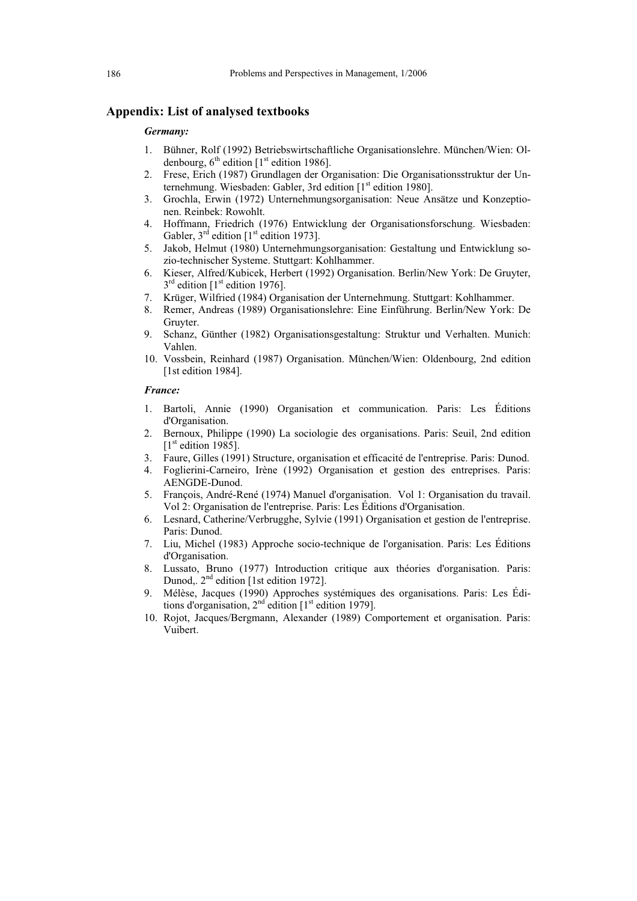## Appendix: List of analysed textbooks

***Germany:***

1. Bühner, Rolf (1992) Betriebswirtschaftliche Organisationslehre. München/Wien: Oldenbourg, 6th edition [1st edition 1986].
2. Frese, Erich (1987) Grundlagen der Organisation: Die Organisationsstruktur der Unternehmung. Wiesbaden: Gabler, 3rd edition [1st edition 1980].
3. Grochla, Erwin (1972) Unternehmungsorganisation: Neue Ansätze und Konzeptionen. Reinbek: Rowohlt.
4. Hoffmann, Friedrich (1976) Entwicklung der Organisationsforschung. Wiesbaden: Gabler, 3rd edition [1st edition 1973].
5. Jakob, Helmut (1980) Unternehmungsorganisation: Gestaltung und Entwicklung sozio-technischer Systeme. Stuttgart: Kohlhammer.
6. Kieser, Alfred/Kubicek, Herbert (1992) Organisation. Berlin/New York: De Gruyter, 3rd edition [1st edition 1976].
7. Krüger, Wilfried (1984) Organisation der Unternehmung. Stuttgart: Kohlhammer.
8. Remer, Andreas (1989) Organisationslehre: Eine Einführung. Berlin/New York: De Gruyter.
9. Schanz, Günther (1982) Organisationsgestaltung: Struktur und Verhalten. Munich: Vahlen.
10. Vossbein, Reinhard (1987) Organisation. München/Wien: Oldenbourg, 2nd edition [1st edition 1984].

***France:***

1. Bartoli, Annie (1990) Organisation et communication. Paris: Les Éditions d'Organisation.
2. Bernoux, Philippe (1990) La sociologie des organisations. Paris: Seuil, 2nd edition [1st edition 1985].
3. Faure, Gilles (1991) Structure, organisation et efficacité de l'entreprise. Paris: Dunod.
4. Foglierini-Carneiro, Irène (1992) Organisation et gestion des entreprises. Paris: AENGDE-Dunod.
5. François, André-René (1974) Manuel d'organisation. Vol 1: Organisation du travail. Vol 2: Organisation de l'entreprise. Paris: Les Éditions d'Organisation.
6. Lesnard, Catherine/Verbrugghe, Sylvie (1991) Organisation et gestion de l'entreprise. Paris: Dunod.
7. Liu, Michel (1983) Approche socio-technique de l'organisation. Paris: Les Éditions d'Organisation.
8. Lussato, Bruno (1977) Introduction critique aux théories d'organisation. Paris: Dunod,. 2nd edition [1st edition 1972].
9. Mélèse, Jacques (1990) Approches systémiques des organisations. Paris: Les Éditions d'organisation, 2nd edition [1st edition 1979].
10. Rojot, Jacques/Bergmann, Alexander (1989) Comportement et organisation. Paris: Vuibert.